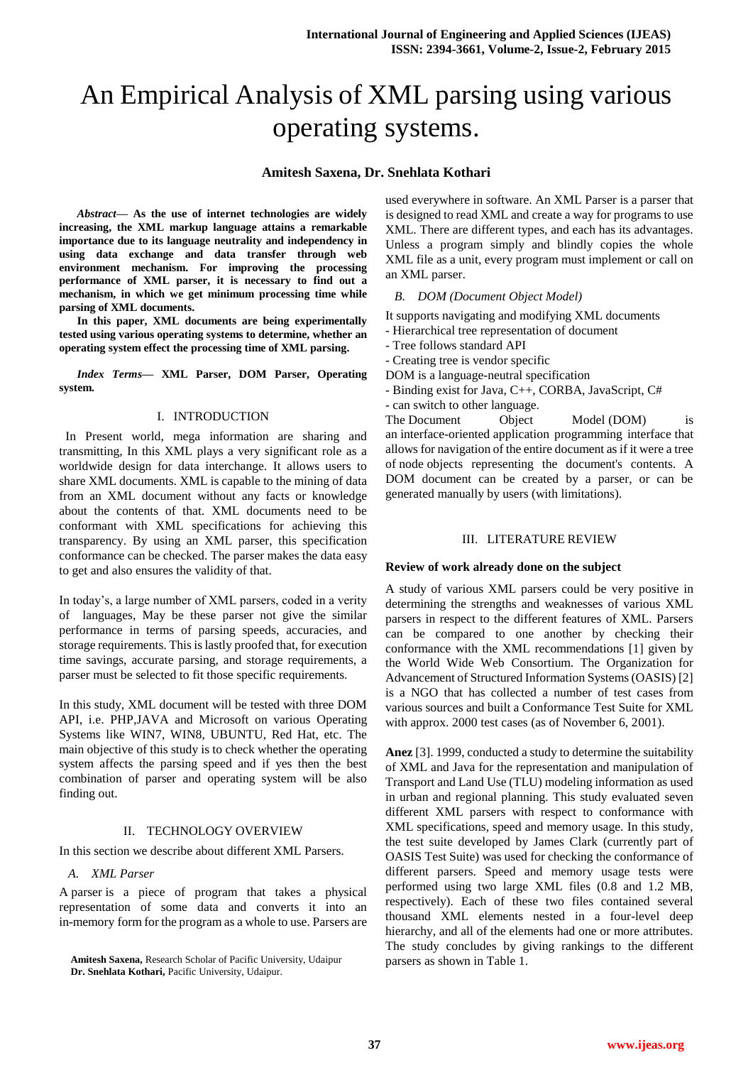# An Empirical Analysis of XML parsing using various operating systems.

**Amitesh Saxena, Dr. Snehlata Kothari**

***Abstract*— As the use of internet technologies are widely increasing, the XML markup language attains a remarkable importance due to its language neutrality and independency in using data exchange and data transfer through web environment mechanism. For improving the processing performance of XML parser, it is necessary to find out a mechanism, in which we get minimum processing time while parsing of XML documents.**

**In this paper, XML documents are being experimentally tested using various operating systems to determine, whether an operating system effect the processing time of XML parsing.**

***Index Terms*— XML Parser, DOM Parser, Operating system.**

## I. INTRODUCTION

In Present world, mega information are sharing and transmitting, In this XML plays a very significant role as a worldwide design for data interchange. It allows users to share XML documents. XML is capable to the mining of data from an XML document without any facts or knowledge about the contents of that. XML documents need to be conformant with XML specifications for achieving this transparency. By using an XML parser, this specification conformance can be checked. The parser makes the data easy to get and also ensures the validity of that.

In today's, a large number of XML parsers, coded in a verity of languages, May be these parser not give the similar performance in terms of parsing speeds, accuracies, and storage requirements. This is lastly proofed that, for execution time savings, accurate parsing, and storage requirements, a parser must be selected to fit those specific requirements.

In this study, XML document will be tested with three DOM API, i.e. PHP,JAVA and Microsoft on various Operating Systems like WIN7, WIN8, UBUNTU, Red Hat, etc. The main objective of this study is to check whether the operating system affects the parsing speed and if yes then the best combination of parser and operating system will be also finding out.

## II. TECHNOLOGY OVERVIEW

In this section we describe about different XML Parsers.

### *A. XML Parser*

A parser is a piece of program that takes a physical representation of some data and converts it into an in-memory form for the program as a whole to use. Parsers are used everywhere in software. An XML Parser is a parser that is designed to read XML and create a way for programs to use XML. There are different types, and each has its advantages. Unless a program simply and blindly copies the whole XML file as a unit, every program must implement or call on an XML parser.

### *B. DOM (Document Object Model)*

It supports navigating and modifying XML documents
- Hierarchical tree representation of document
- Tree follows standard API
- Creating tree is vendor specific

DOM is a language-neutral specification
- Binding exist for Java, C++, CORBA, JavaScript, C#
- can switch to other language.

The Document Object Model (DOM) is an interface-oriented application programming interface that allows for navigation of the entire document as if it were a tree of node objects representing the document's contents. A DOM document can be created by a parser, or can be generated manually by users (with limitations).

## III. LITERATURE REVIEW

**Review of work already done on the subject**

A study of various XML parsers could be very positive in determining the strengths and weaknesses of various XML parsers in respect to the different features of XML. Parsers can be compared to one another by checking their conformance with the XML recommendations [1] given by the World Wide Web Consortium. The Organization for Advancement of Structured Information Systems (OASIS) [2] is a NGO that has collected a number of test cases from various sources and built a Conformance Test Suite for XML with approx. 2000 test cases (as of November 6, 2001).

**Anez** [3]. 1999, conducted a study to determine the suitability of XML and Java for the representation and manipulation of Transport and Land Use (TLU) modeling information as used in urban and regional planning. This study evaluated seven different XML parsers with respect to conformance with XML specifications, speed and memory usage. In this study, the test suite developed by James Clark (currently part of OASIS Test Suite) was used for checking the conformance of different parsers. Speed and memory usage tests were performed using two large XML files (0.8 and 1.2 MB, respectively). Each of these two files contained several thousand XML elements nested in a four-level deep hierarchy, and all of the elements had one or more attributes. The study concludes by giving rankings to the different parsers as shown in Table 1.

**Amitesh Saxena,** Research Scholar of Pacific University, Udaipur
**Dr. Snehlata Kothari,** Pacific University, Udaipur.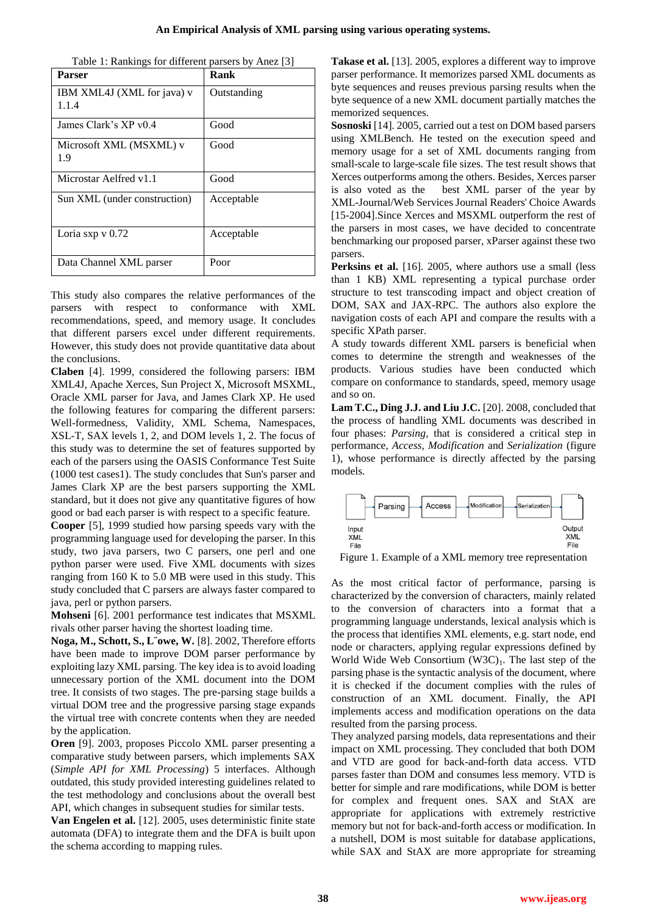Table 1: Rankings for different parsers by Anez [3]

| Parser | Rank |
|---|---|
| IBM XML4J (XML for java) v 1.1.4 | Outstanding |
| James Clark's XP v0.4 | Good |
| Microsoft XML (MSXML) v 1.9 | Good |
| Microstar Aelfred v1.1 | Good |
| Sun XML (under construction) | Acceptable |
| Loria sxp v 0.72 | Acceptable |
| Data Channel XML parser | Poor |

This study also compares the relative performances of the parsers with respect to conformance with XML recommendations, speed, and memory usage. It concludes that different parsers excel under different requirements. However, this study does not provide quantitative data about the conclusions.

**Claben** [4]. 1999, considered the following parsers: IBM XML4J, Apache Xerces, Sun Project X, Microsoft MSXML, Oracle XML parser for Java, and James Clark XP. He used the following features for comparing the different parsers: Well-formedness, Validity, XML Schema, Namespaces, XSL-T, SAX levels 1, 2, and DOM levels 1, 2. The focus of this study was to determine the set of features supported by each of the parsers using the OASIS Conformance Test Suite (1000 test cases1). The study concludes that Sun's parser and James Clark XP are the best parsers supporting the XML standard, but it does not give any quantitative figures of how good or bad each parser is with respect to a specific feature.

**Cooper** [5], 1999 studied how parsing speeds vary with the programming language used for developing the parser. In this study, two java parsers, two C parsers, one perl and one python parser were used. Five XML documents with sizes ranging from 160 K to 5.0 MB were used in this study. This study concluded that C parsers are always faster compared to java, perl or python parsers.

**Mohseni** [6]. 2001 performance test indicates that MSXML rivals other parser having the shortest loading time.

**Noga, M., Schott, S., L¨owe, W.** [8]. 2002, Therefore efforts have been made to improve DOM parser performance by exploiting lazy XML parsing. The key idea is to avoid loading unnecessary portion of the XML document into the DOM tree. It consists of two stages. The pre-parsing stage builds a virtual DOM tree and the progressive parsing stage expands the virtual tree with concrete contents when they are needed by the application.

**Oren** [9]. 2003, proposes Piccolo XML parser presenting a comparative study between parsers, which implements SAX (*Simple API for XML Processing*) 5 interfaces. Although outdated, this study provided interesting guidelines related to the test methodology and conclusions about the overall best API, which changes in subsequent studies for similar tests.

**Van Engelen et al.** [12]. 2005, uses deterministic finite state automata (DFA) to integrate them and the DFA is built upon the schema according to mapping rules.

**Takase et al.** [13]. 2005, explores a different way to improve parser performance. It memorizes parsed XML documents as byte sequences and reuses previous parsing results when the byte sequence of a new XML document partially matches the memorized sequences.

**Sosnoski** [14]. 2005, carried out a test on DOM based parsers using XMLBench. He tested on the execution speed and memory usage for a set of XML documents ranging from small-scale to large-scale file sizes. The test result shows that Xerces outperforms among the others. Besides, Xerces parser is also voted as the best XML parser of the year by XML-Journal/Web Services Journal Readers' Choice Awards [15-2004].Since Xerces and MSXML outperform the rest of the parsers in most cases, we have decided to concentrate benchmarking our proposed parser, xParser against these two parsers.

**Perksins et al.** [16]. 2005, where authors use a small (less than 1 KB) XML representing a typical purchase order structure to test transcoding impact and object creation of DOM, SAX and JAX-RPC. The authors also explore the navigation costs of each API and compare the results with a specific XPath parser.

A study towards different XML parsers is beneficial when comes to determine the strength and weakness of the products. Various studies have been conducted which compare on conformance to standards, speed, memory usage and so on.

**Lam T.C., Ding J.J. and Liu J.C.** [20]. 2008, concluded that the process of handling XML documents was described in four phases: *Parsing*, that is considered a critical step in performance, *Access*, *Modification* and *Serialization* (figure 1), whose performance is directly affected by the parsing models.

Input XML File → Parsing → Access → Modification → Serialization → Output XML File

Figure 1. Example of a XML memory tree representation

As the most critical factor of performance, parsing is characterized by the conversion of characters, mainly related to the conversion of characters into a format that a programming language understands, lexical analysis which is the process that identifies XML elements, e.g. start node, end node or characters, applying regular expressions defined by World Wide Web Consortium (W3C)[1]. The last step of the parsing phase is the syntactic analysis of the document, where it is checked if the document complies with the rules of construction of an XML document. Finally, the API implements access and modification operations on the data resulted from the parsing process.

They analyzed parsing models, data representations and their impact on XML processing. They concluded that both DOM and VTD are good for back-and-forth data access. VTD parses faster than DOM and consumes less memory. VTD is better for simple and rare modifications, while DOM is better for complex and frequent ones. SAX and StAX are appropriate for applications with extremely restrictive memory but not for back-and-forth access or modification. In a nutshell, DOM is most suitable for database applications, while SAX and StAX are more appropriate for streaming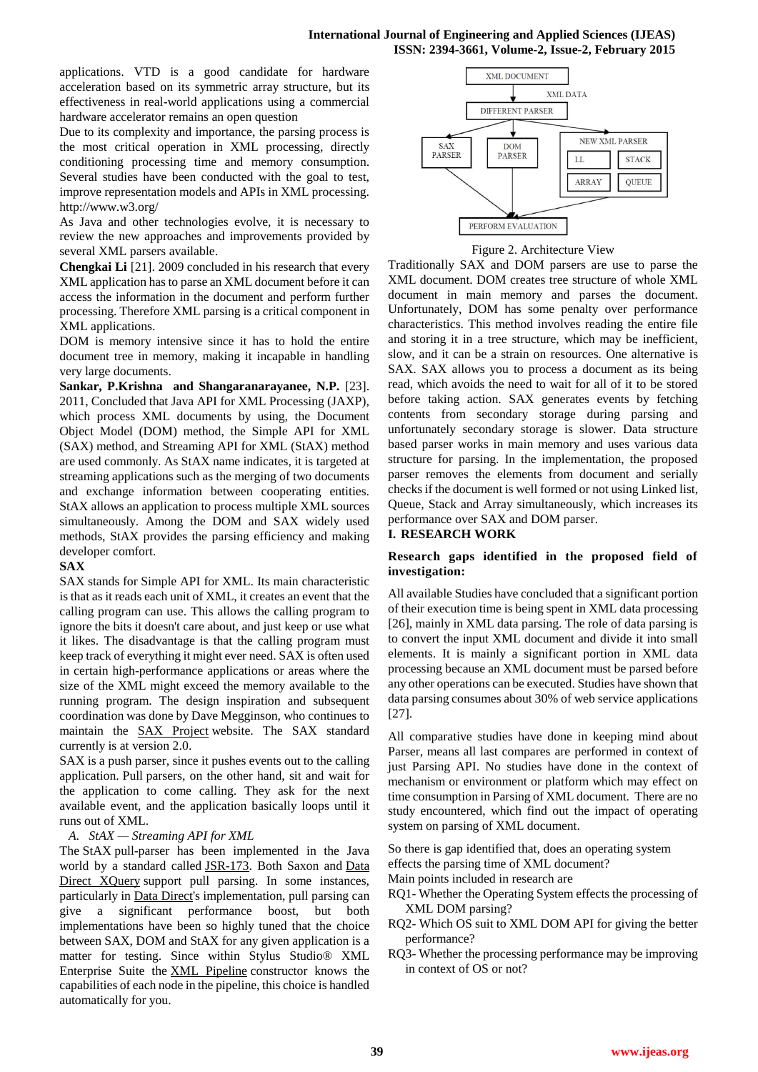applications. VTD is a good candidate for hardware acceleration based on its symmetric array structure, but its effectiveness in real-world applications using a commercial hardware accelerator remains an open question

Due to its complexity and importance, the parsing process is the most critical operation in XML processing, directly conditioning processing time and memory consumption. Several studies have been conducted with the goal to test, improve representation models and APIs in XML processing. http://www.w3.org/

As Java and other technologies evolve, it is necessary to review the new approaches and improvements provided by several XML parsers available.

**Chengkai Li** [21]. 2009 concluded in his research that every XML application has to parse an XML document before it can access the information in the document and perform further processing. Therefore XML parsing is a critical component in XML applications.

DOM is memory intensive since it has to hold the entire document tree in memory, making it incapable in handling very large documents.

**Sankar, P.Krishna and Shangaranarayanee, N.P.** [23]. 2011, Concluded that Java API for XML Processing (JAXP), which process XML documents by using, the Document Object Model (DOM) method, the Simple API for XML (SAX) method, and Streaming API for XML (StAX) method are used commonly. As StAX name indicates, it is targeted at streaming applications such as the merging of two documents and exchange information between cooperating entities. StAX allows an application to process multiple XML sources simultaneously. Among the DOM and SAX widely used methods, StAX provides the parsing efficiency and making developer comfort.

**SAX**

SAX stands for Simple API for XML. Its main characteristic is that as it reads each unit of XML, it creates an event that the calling program can use. This allows the calling program to ignore the bits it doesn't care about, and just keep or use what it likes. The disadvantage is that the calling program must keep track of everything it might ever need. SAX is often used in certain high-performance applications or areas where the size of the XML might exceed the memory available to the running program. The design inspiration and subsequent coordination was done by Dave Megginson, who continues to maintain the SAX Project website. The SAX standard currently is at version 2.0.

SAX is a push parser, since it pushes events out to the calling application. Pull parsers, on the other hand, sit and wait for the application to come calling. They ask for the next available event, and the application basically loops until it runs out of XML.

*A. StAX — Streaming API for XML*

The StAX pull-parser has been implemented in the Java world by a standard called JSR-173. Both Saxon and Data Direct XQuery support pull parsing. In some instances, particularly in Data Direct's implementation, pull parsing can give a significant performance boost, but both implementations have been so highly tuned that the choice between SAX, DOM and StAX for any given application is a matter for testing. Since within Stylus Studio® XML Enterprise Suite the XML Pipeline constructor knows the capabilities of each node in the pipeline, this choice is handled automatically for you.

XML DOCUMENT → XML DATA → DIFFERENT PARSER → SAX PARSER / DOM PARSER / NEW XML PARSER (LL, STACK, ARRAY, QUEUE) → PERFORM EVALUATION

Figure 2. Architecture View

Traditionally SAX and DOM parsers are use to parse the XML document. DOM creates tree structure of whole XML document in main memory and parses the document. Unfortunately, DOM has some penalty over performance characteristics. This method involves reading the entire file and storing it in a tree structure, which may be inefficient, slow, and it can be a strain on resources. One alternative is SAX. SAX allows you to process a document as its being read, which avoids the need to wait for all of it to be stored before taking action. SAX generates events by fetching contents from secondary storage during parsing and unfortunately secondary storage is slower. Data structure based parser works in main memory and uses various data structure for parsing. In the implementation, the proposed parser removes the elements from document and serially checks if the document is well formed or not using Linked list, Queue, Stack and Array simultaneously, which increases its performance over SAX and DOM parser.

## I. RESEARCH WORK

### Research gaps identified in the proposed field of investigation:

All available Studies have concluded that a significant portion of their execution time is being spent in XML data processing [26], mainly in XML data parsing. The role of data parsing is to convert the input XML document and divide it into small elements. It is mainly a significant portion in XML data processing because an XML document must be parsed before any other operations can be executed. Studies have shown that data parsing consumes about 30% of web service applications [27].

All comparative studies have done in keeping mind about Parser, means all last compares are performed in context of just Parsing API. No studies have done in the context of mechanism or environment or platform which may effect on time consumption in Parsing of XML document. There are no study encountered, which find out the impact of operating system on parsing of XML document.

So there is gap identified that, does an operating system effects the parsing time of XML document?

Main points included in research are

- RQ1- Whether the Operating System effects the processing of XML DOM parsing?
- RQ2- Which OS suit to XML DOM API for giving the better performance?
- RQ3- Whether the processing performance may be improving in context of OS or not?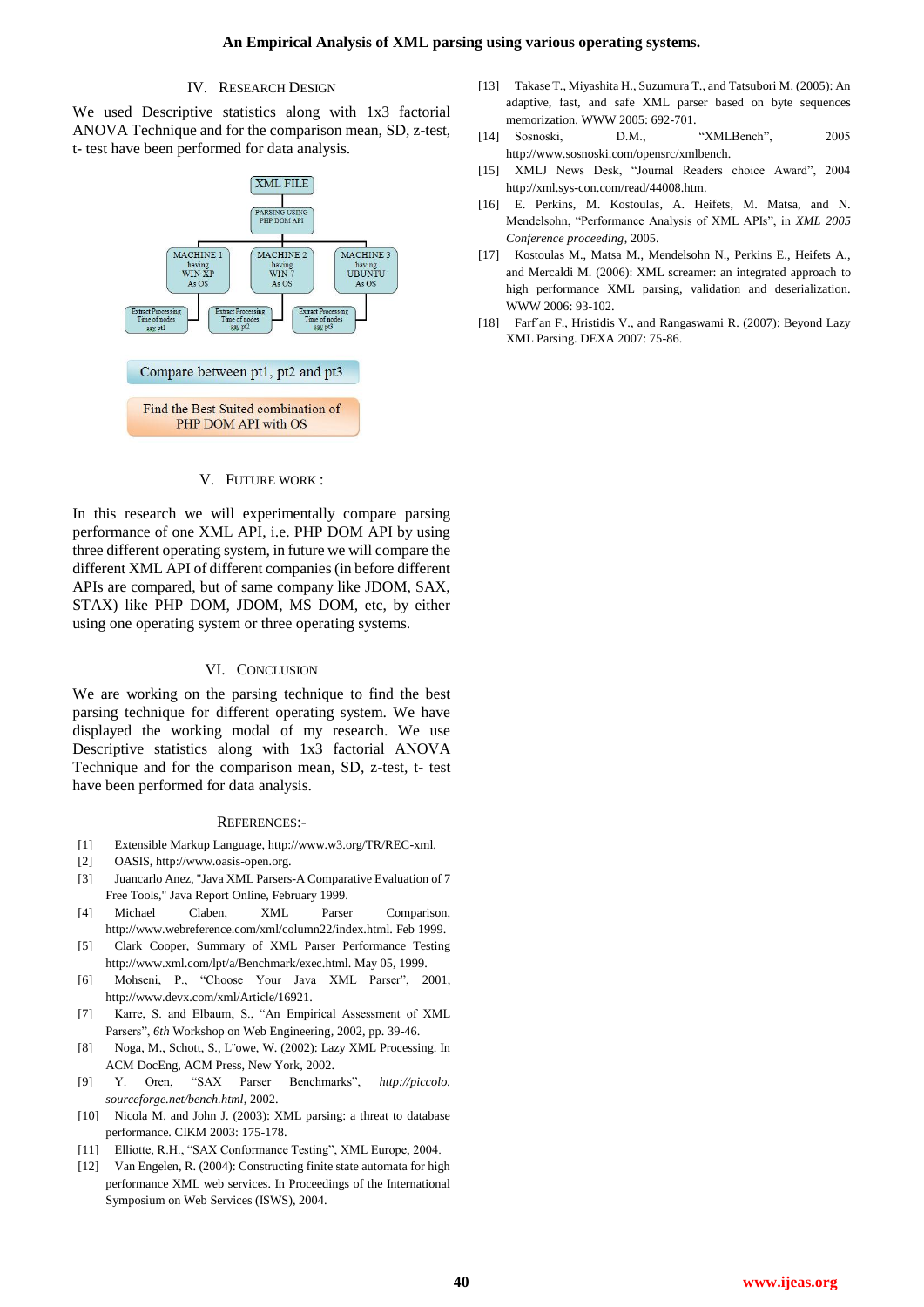## IV. Research Design

We used Descriptive statistics along with 1x3 factorial ANOVA Technique and for the comparison mean, SD, z-test, t- test have been performed for data analysis.

XML FILE

PARSING USING PHP DOM API

MACHINE 1 having WIN XP As OS

MACHINE 2 having WIN 7 As OS

MACHINE 3 having UBUNTU As OS

Extract Processing Time of nodes say pt1

Extract Processing Time of nodes say pt2

Extract Processing Time of nodes say pt3

Compare between pt1, pt2 and pt3

Find the Best Suited combination of PHP DOM API with OS

## V. Future work :

In this research we will experimentally compare parsing performance of one XML API, i.e. PHP DOM API by using three different operating system, in future we will compare the different XML API of different companies (in before different APIs are compared, but of same company like JDOM, SAX, STAX) like PHP DOM, JDOM, MS DOM, etc, by either using one operating system or three operating systems.

## VI. Conclusion

We are working on the parsing technique to find the best parsing technique for different operating system. We have displayed the working modal of my research. We use Descriptive statistics along with 1x3 factorial ANOVA Technique and for the comparison mean, SD, z-test, t- test have been performed for data analysis.

## References:-

[1] Extensible Markup Language, http://www.w3.org/TR/REC-xml.

[2] OASIS, http://www.oasis-open.org.

[3] Juancarlo Anez, "Java XML Parsers-A Comparative Evaluation of 7 Free Tools," Java Report Online, February 1999.

[4] Michael Claben, XML Parser Comparison, http://www.webreference.com/xml/column22/index.html. Feb 1999.

[5] Clark Cooper, Summary of XML Parser Performance Testing http://www.xml.com/lpt/a/Benchmark/exec.html. May 05, 1999.

[6] Mohseni, P., "Choose Your Java XML Parser", 2001, http://www.devx.com/xml/Article/16921.

[7] Karre, S. and Elbaum, S., "An Empirical Assessment of XML Parsers", *6th* Workshop on Web Engineering, 2002, pp. 39-46.

[8] Noga, M., Schott, S., L¨owe, W. (2002): Lazy XML Processing. In ACM DocEng, ACM Press, New York, 2002.

[9] Y. Oren, "SAX Parser Benchmarks", *http://piccolo. sourceforge.net/bench.html*, 2002.

[10] Nicola M. and John J. (2003): XML parsing: a threat to database performance. CIKM 2003: 175-178.

[11] Elliotte, R.H., "SAX Conformance Testing", XML Europe, 2004.

[12] Van Engelen, R. (2004): Constructing finite state automata for high performance XML web services. In Proceedings of the International Symposium on Web Services (ISWS), 2004.

[13] Takase T., Miyashita H., Suzumura T., and Tatsubori M. (2005): An adaptive, fast, and safe XML parser based on byte sequences memorization. WWW 2005: 692-701.

[14] Sosnoski, D.M., "XMLBench", 2005 http://www.sosnoski.com/opensrc/xmlbench.

[15] XMLJ News Desk, "Journal Readers choice Award", 2004 http://xml.sys-con.com/read/44008.htm.

[16] E. Perkins, M. Kostoulas, A. Heifets, M. Matsa, and N. Mendelsohn, "Performance Analysis of XML APIs", in *XML 2005 Conference proceeding*, 2005.

[17] Kostoulas M., Matsa M., Mendelsohn N., Perkins E., Heifets A., and Mercaldi M. (2006): XML screamer: an integrated approach to high performance XML parsing, validation and deserialization. WWW 2006: 93-102.

[18] Farf´an F., Hristidis V., and Rangaswami R. (2007): Beyond Lazy XML Parsing. DEXA 2007: 75-86.